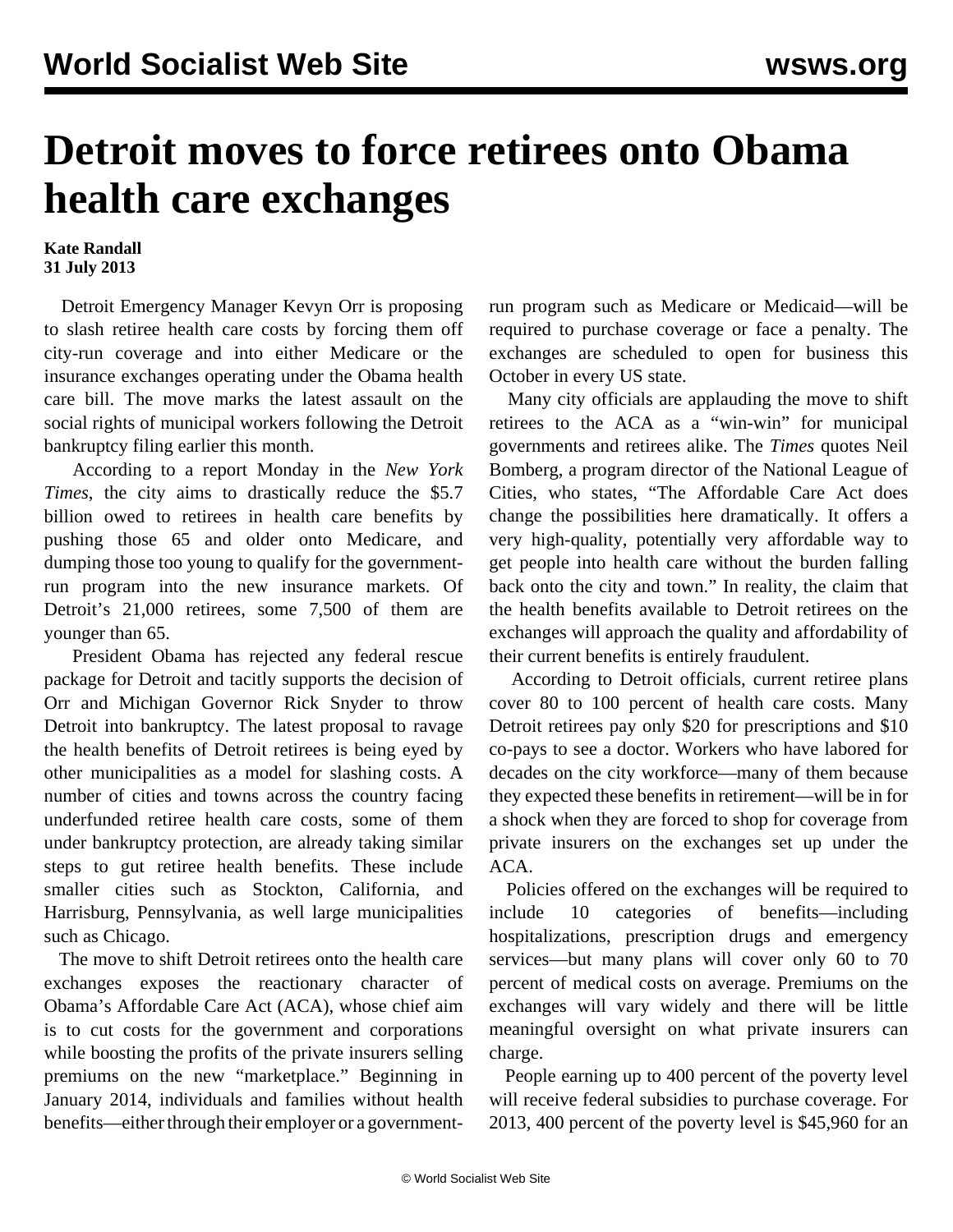# Detroit moves to force retirees onto Obama health care exchanges

**Kate Randall**
**31 July 2013**

Detroit Emergency Manager Kevyn Orr is proposing to slash retiree health care costs by forcing them off city-run coverage and into either Medicare or the insurance exchanges operating under the Obama health care bill. The move marks the latest assault on the social rights of municipal workers following the Detroit bankruptcy filing earlier this month.

According to a report Monday in the *New York Times*, the city aims to drastically reduce the $5.7 billion owed to retirees in health care benefits by pushing those 65 and older onto Medicare, and dumping those too young to qualify for the government-run program into the new insurance markets. Of Detroit's 21,000 retirees, some 7,500 of them are younger than 65.

President Obama has rejected any federal rescue package for Detroit and tacitly supports the decision of Orr and Michigan Governor Rick Snyder to throw Detroit into bankruptcy. The latest proposal to ravage the health benefits of Detroit retirees is being eyed by other municipalities as a model for slashing costs. A number of cities and towns across the country facing underfunded retiree health care costs, some of them under bankruptcy protection, are already taking similar steps to gut retiree health benefits. These include smaller cities such as Stockton, California, and Harrisburg, Pennsylvania, as well large municipalities such as Chicago.

The move to shift Detroit retirees onto the health care exchanges exposes the reactionary character of Obama's Affordable Care Act (ACA), whose chief aim is to cut costs for the government and corporations while boosting the profits of the private insurers selling premiums on the new "marketplace." Beginning in January 2014, individuals and families without health benefits—either through their employer or a government-run program such as Medicare or Medicaid—will be required to purchase coverage or face a penalty. The exchanges are scheduled to open for business this October in every US state.

Many city officials are applauding the move to shift retirees to the ACA as a "win-win" for municipal governments and retirees alike. The *Times* quotes Neil Bomberg, a program director of the National League of Cities, who states, "The Affordable Care Act does change the possibilities here dramatically. It offers a very high-quality, potentially very affordable way to get people into health care without the burden falling back onto the city and town." In reality, the claim that the health benefits available to Detroit retirees on the exchanges will approach the quality and affordability of their current benefits is entirely fraudulent.

According to Detroit officials, current retiree plans cover 80 to 100 percent of health care costs. Many Detroit retirees pay only $20 for prescriptions and $10 co-pays to see a doctor. Workers who have labored for decades on the city workforce—many of them because they expected these benefits in retirement—will be in for a shock when they are forced to shop for coverage from private insurers on the exchanges set up under the ACA.

Policies offered on the exchanges will be required to include 10 categories of benefits—including hospitalizations, prescription drugs and emergency services—but many plans will cover only 60 to 70 percent of medical costs on average. Premiums on the exchanges will vary widely and there will be little meaningful oversight on what private insurers can charge.

People earning up to 400 percent of the poverty level will receive federal subsidies to purchase coverage. For 2013, 400 percent of the poverty level is $45,960 for an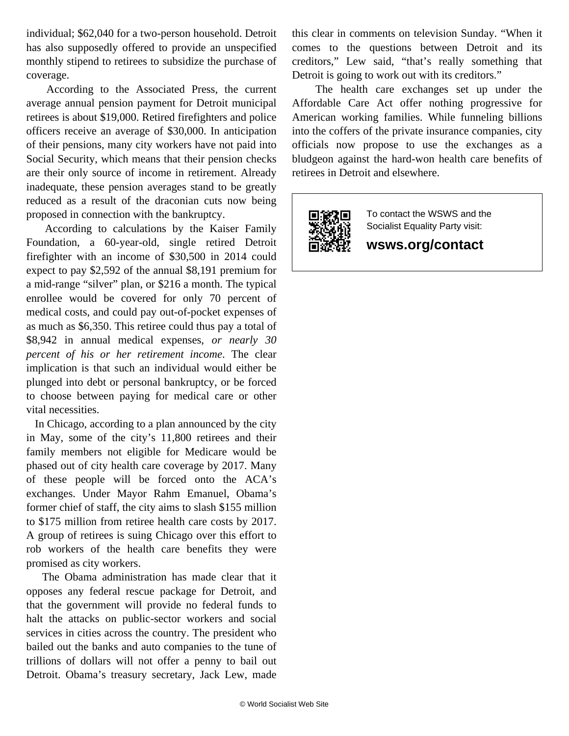individual; $62,040 for a two-person household. Detroit has also supposedly offered to provide an unspecified monthly stipend to retirees to subsidize the purchase of coverage.

According to the Associated Press, the current average annual pension payment for Detroit municipal retirees is about $19,000. Retired firefighters and police officers receive an average of $30,000. In anticipation of their pensions, many city workers have not paid into Social Security, which means that their pension checks are their only source of income in retirement. Already inadequate, these pension averages stand to be greatly reduced as a result of the draconian cuts now being proposed in connection with the bankruptcy.

According to calculations by the Kaiser Family Foundation, a 60-year-old, single retired Detroit firefighter with an income of $30,500 in 2014 could expect to pay $2,592 of the annual $8,191 premium for a mid-range "silver" plan, or $216 a month. The typical enrollee would be covered for only 70 percent of medical costs, and could pay out-of-pocket expenses of as much as $6,350. This retiree could thus pay a total of $8,942 in annual medical expenses, *or nearly 30 percent of his or her retirement income*. The clear implication is that such an individual would either be plunged into debt or personal bankruptcy, or be forced to choose between paying for medical care or other vital necessities.

In Chicago, according to a plan announced by the city in May, some of the city's 11,800 retirees and their family members not eligible for Medicare would be phased out of city health care coverage by 2017. Many of these people will be forced onto the ACA's exchanges. Under Mayor Rahm Emanuel, Obama's former chief of staff, the city aims to slash $155 million to $175 million from retiree health care costs by 2017. A group of retirees is suing Chicago over this effort to rob workers of the health care benefits they were promised as city workers.

The Obama administration has made clear that it opposes any federal rescue package for Detroit, and that the government will provide no federal funds to halt the attacks on public-sector workers and social services in cities across the country. The president who bailed out the banks and auto companies to the tune of trillions of dollars will not offer a penny to bail out Detroit. Obama's treasury secretary, Jack Lew, made this clear in comments on television Sunday. "When it comes to the questions between Detroit and its creditors," Lew said, "that's really something that Detroit is going to work out with its creditors."

The health care exchanges set up under the Affordable Care Act offer nothing progressive for American working families. While funneling billions into the coffers of the private insurance companies, city officials now propose to use the exchanges as a bludgeon against the hard-won health care benefits of retirees in Detroit and elsewhere.

To contact the WSWS and the Socialist Equality Party visit:

**wsws.org/contact**